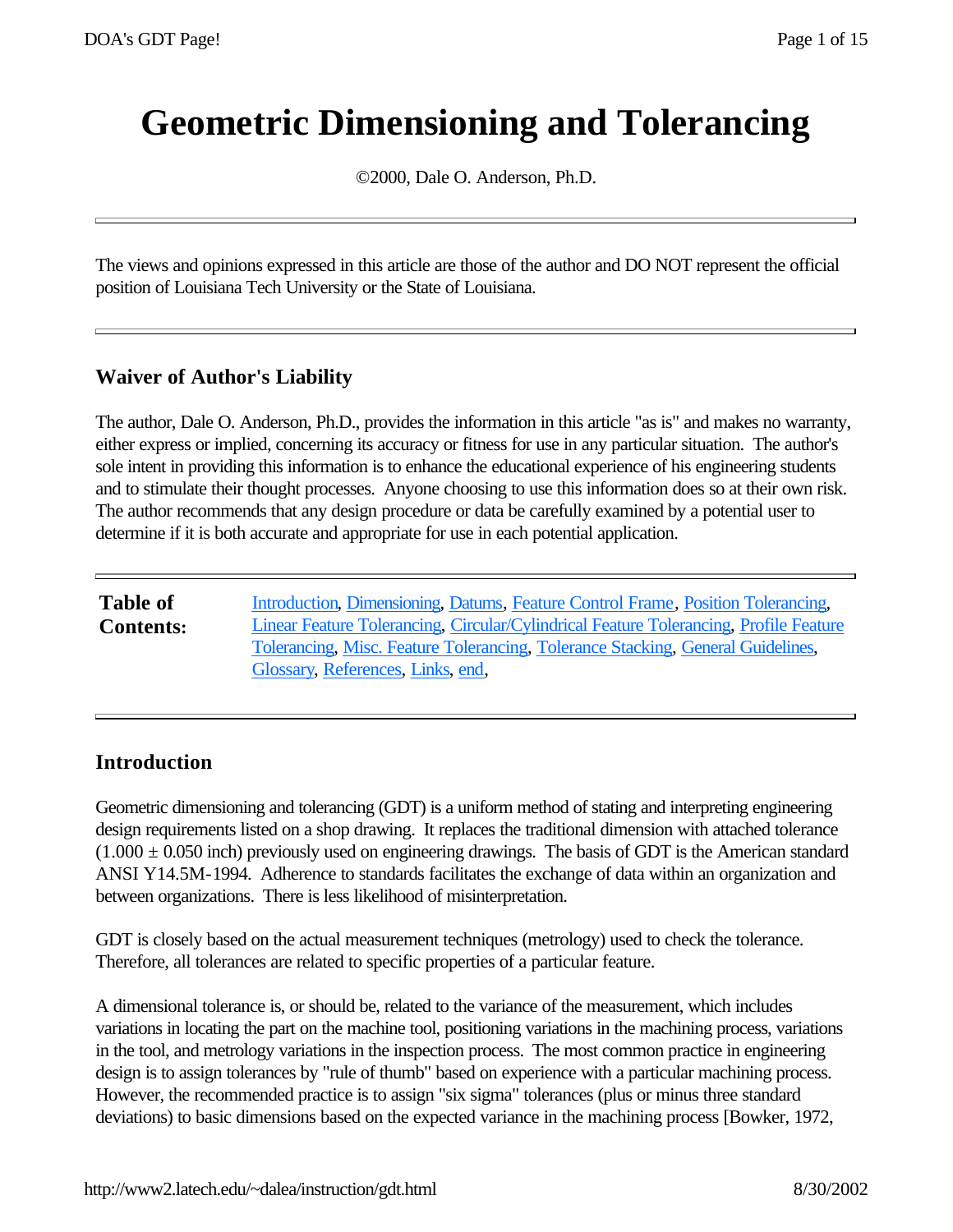# Geometric Dimensioning and Tolerancing

©2000, Dale O. Anderson, Ph.D.

---

The views and opinions expressed in this article are those of the author and DO NOT represent the official position of Louisiana Tech University or the State of Louisiana.

---

### Waiver of Author's Liability

The author, Dale O. Anderson, Ph.D., provides the information in this article "as is" and makes no warranty, either express or implied, concerning its accuracy or fitness for use in any particular situation. The author's sole intent in providing this information is to enhance the educational experience of his engineering students and to stimulate their thought processes. Anyone choosing to use this information does so at their own risk. The author recommends that any design procedure or data be carefully examined by a potential user to determine if it is both accurate and appropriate for use in each potential application.

---

| **Table of Contents:** | Introduction, Dimensioning, Datums, Feature Control Frame, Position Tolerancing, Linear Feature Tolerancing, Circular/Cylindrical Feature Tolerancing, Profile Feature Tolerancing, Misc. Feature Tolerancing, Tolerance Stacking, General Guidelines, Glossary, References, Links, end, |
|---|---|

---

### Introduction

Geometric dimensioning and tolerancing (GDT) is a uniform method of stating and interpreting engineering design requirements listed on a shop drawing. It replaces the traditional dimension with attached tolerance (1.000 ± 0.050 inch) previously used on engineering drawings. The basis of GDT is the American standard ANSI Y14.5M-1994. Adherence to standards facilitates the exchange of data within an organization and between organizations. There is less likelihood of misinterpretation.

GDT is closely based on the actual measurement techniques (metrology) used to check the tolerance. Therefore, all tolerances are related to specific properties of a particular feature.

A dimensional tolerance is, or should be, related to the variance of the measurement, which includes variations in locating the part on the machine tool, positioning variations in the machining process, variations in the tool, and metrology variations in the inspection process. The most common practice in engineering design is to assign tolerances by "rule of thumb" based on experience with a particular machining process. However, the recommended practice is to assign "six sigma" tolerances (plus or minus three standard deviations) to basic dimensions based on the expected variance in the machining process [Bowker, 1972,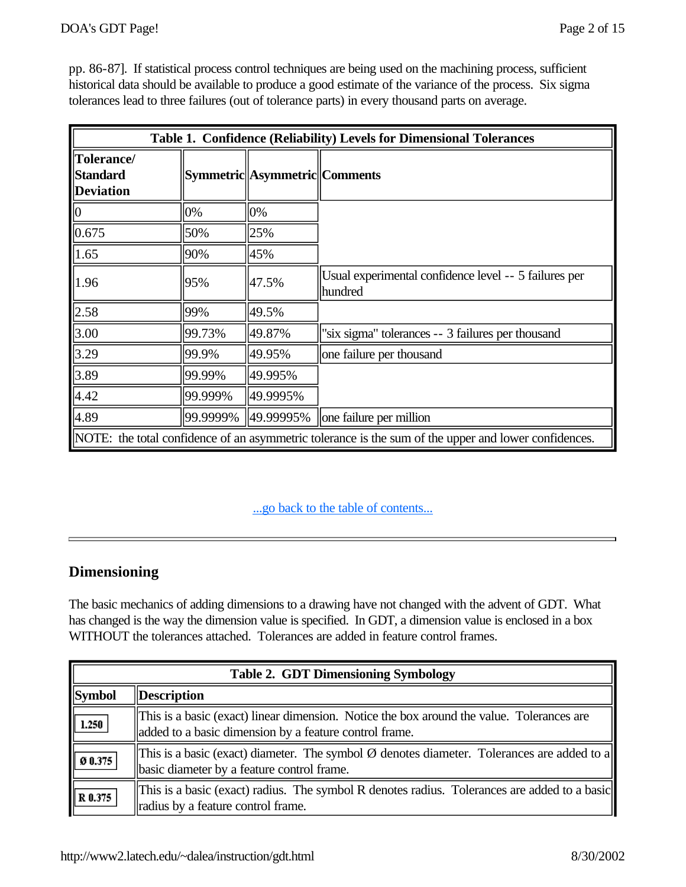pp. 86-87]. If statistical process control techniques are being used on the machining process, sufficient historical data should be available to produce a good estimate of the variance of the process. Six sigma tolerances lead to three failures (out of tolerance parts) in every thousand parts on average.

| Table 1. Confidence (Reliability) Levels for Dimensional Tolerances | | | |
|---|---|---|---|
| **Tolerance/ Standard Deviation** | **Symmetric** | **Asymmetric** | **Comments** |
| 0 | 0% | 0% | |
| 0.675 | 50% | 25% | |
| 1.65 | 90% | 45% | |
| 1.96 | 95% | 47.5% | Usual experimental confidence level -- 5 failures per hundred |
| 2.58 | 99% | 49.5% | |
| 3.00 | 99.73% | 49.87% | "six sigma" tolerances -- 3 failures per thousand |
| 3.29 | 99.9% | 49.95% | one failure per thousand |
| 3.89 | 99.99% | 49.995% | |
| 4.42 | 99.999% | 49.9995% | |
| 4.89 | 99.9999% | 49.99995% | one failure per million |
| NOTE: the total confidence of an asymmetric tolerance is the sum of the upper and lower confidences. | | | |

...go back to the table of contents...

## Dimensioning

The basic mechanics of adding dimensions to a drawing have not changed with the advent of GDT. What has changed is the way the dimension value is specified. In GDT, a dimension value is enclosed in a box WITHOUT the tolerances attached. Tolerances are added in feature control frames.

| Table 2. GDT Dimensioning Symbology | |
|---|---|
| **Symbol** | **Description** |
| 1.250 | This is a basic (exact) linear dimension. Notice the box around the value. Tolerances are added to a basic dimension by a feature control frame. |
| Ø 0.375 | This is a basic (exact) diameter. The symbol Ø denotes diameter. Tolerances are added to a basic diameter by a feature control frame. |
| R 0.375 | This is a basic (exact) radius. The symbol R denotes radius. Tolerances are added to a basic radius by a feature control frame. |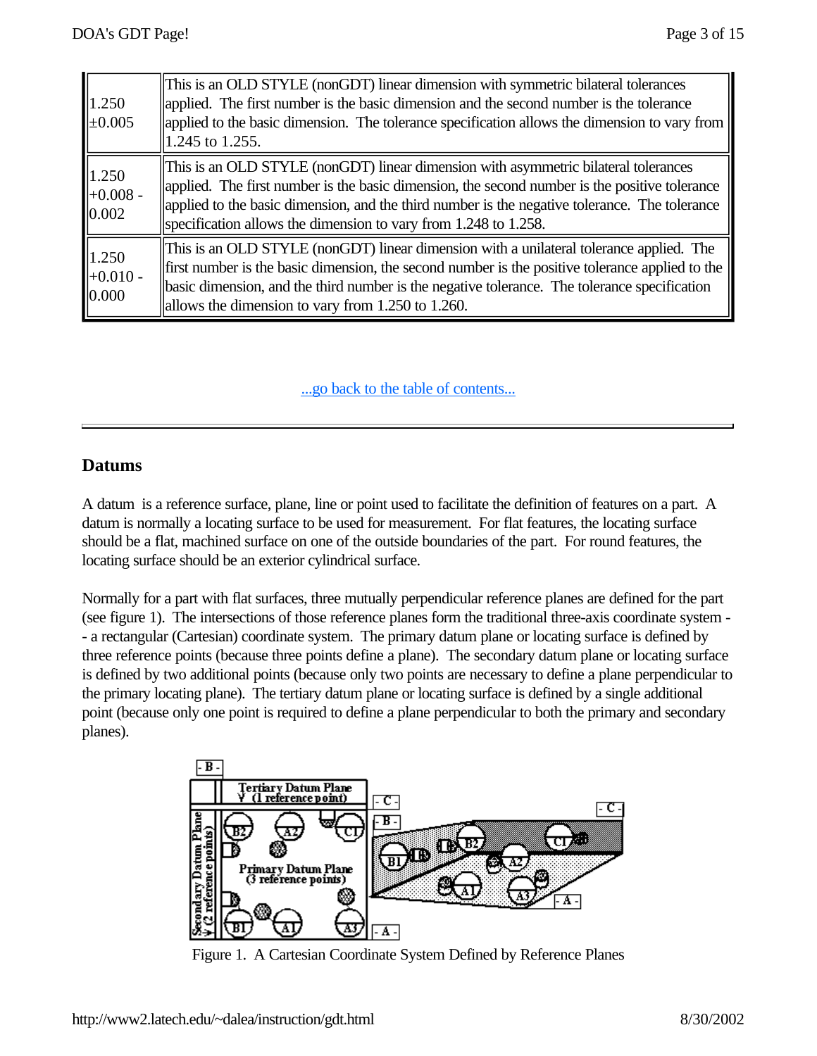| | |
|---|---|
| 1.250 ±0.005 | This is an OLD STYLE (nonGDT) linear dimension with symmetric bilateral tolerances applied. The first number is the basic dimension and the second number is the tolerance applied to the basic dimension. The tolerance specification allows the dimension to vary from 1.245 to 1.255. |
| 1.250 +0.008 - 0.002 | This is an OLD STYLE (nonGDT) linear dimension with asymmetric bilateral tolerances applied. The first number is the basic dimension, the second number is the positive tolerance applied to the basic dimension, and the third number is the negative tolerance. The tolerance specification allows the dimension to vary from 1.248 to 1.258. |
| 1.250 +0.010 - 0.000 | This is an OLD STYLE (nonGDT) linear dimension with a unilateral tolerance applied. The first number is the basic dimension, the second number is the positive tolerance applied to the basic dimension, and the third number is the negative tolerance. The tolerance specification allows the dimension to vary from 1.250 to 1.260. |

...go back to the table of contents...

---

## Datums

A datum is a reference surface, plane, line or point used to facilitate the definition of features on a part. A datum is normally a locating surface to be used for measurement. For flat features, the locating surface should be a flat, machined surface on one of the outside boundaries of the part. For round features, the locating surface should be an exterior cylindrical surface.

Normally for a part with flat surfaces, three mutually perpendicular reference planes are defined for the part (see figure 1). The intersections of those reference planes form the traditional three-axis coordinate system -- a rectangular (Cartesian) coordinate system. The primary datum plane or locating surface is defined by three reference points (because three points define a plane). The secondary datum plane or locating surface is defined by two additional points (because only two points are necessary to define a plane perpendicular to the primary locating plane). The tertiary datum plane or locating surface is defined by a single additional point (because only one point is required to define a plane perpendicular to both the primary and secondary planes).

Figure 1. A Cartesian Coordinate System Defined by Reference Planes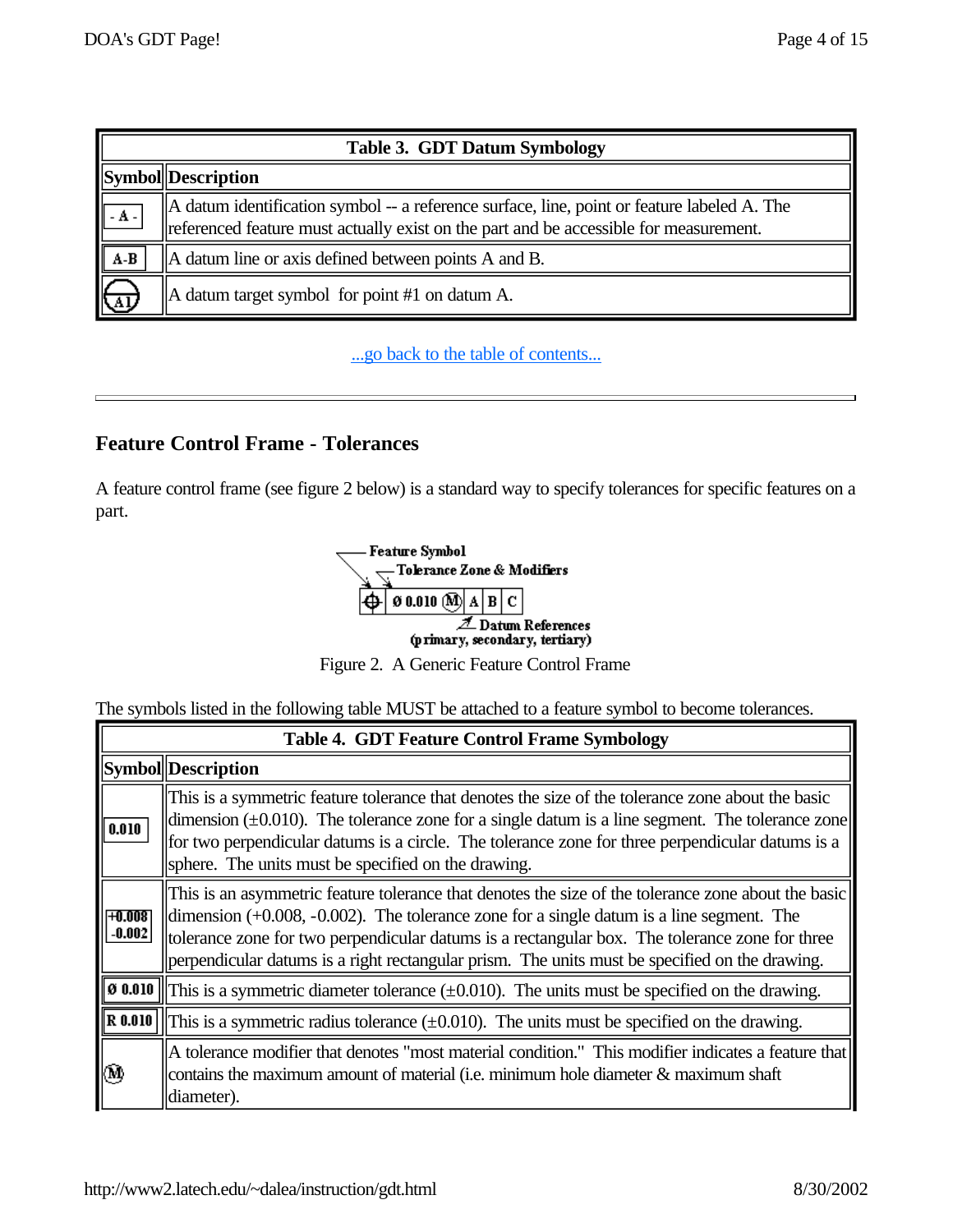| Table 3. GDT Datum Symbology | |
|---|---|
| **Symbol** | **Description** |
| - A - | A datum identification symbol -- a reference surface, line, point or feature labeled A. The referenced feature must actually exist on the part and be accessible for measurement. |
| A-B | A datum line or axis defined between points A and B. |
| A1 | A datum target symbol for point #1 on datum A. |

...go back to the table of contents...

---

## Feature Control Frame - Tolerances

A feature control frame (see figure 2 below) is a standard way to specify tolerances for specific features on a part.

Feature Symbol
Tolerance Zone & Modifiers
⌖ | Ø 0.010 Ⓜ | A | B | C
Datum References
(primary, secondary, tertiary)

Figure 2. A Generic Feature Control Frame

The symbols listed in the following table MUST be attached to a feature symbol to become tolerances.

| Table 4. GDT Feature Control Frame Symbology | |
|---|---|
| **Symbol** | **Description** |
| 0.010 | This is a symmetric feature tolerance that denotes the size of the tolerance zone about the basic dimension (±0.010). The tolerance zone for a single datum is a line segment. The tolerance zone for two perpendicular datums is a circle. The tolerance zone for three perpendicular datums is a sphere. The units must be specified on the drawing. |
| +0.008 -0.002 | This is an asymmetric feature tolerance that denotes the size of the tolerance zone about the basic dimension (+0.008, -0.002). The tolerance zone for a single datum is a line segment. The tolerance zone for two perpendicular datums is a rectangular box. The tolerance zone for three perpendicular datums is a right rectangular prism. The units must be specified on the drawing. |
| Ø 0.010 | This is a symmetric diameter tolerance (±0.010). The units must be specified on the drawing. |
| R 0.010 | This is a symmetric radius tolerance (±0.010). The units must be specified on the drawing. |
| Ⓜ | A tolerance modifier that denotes "most material condition." This modifier indicates a feature that contains the maximum amount of material (i.e. minimum hole diameter & maximum shaft diameter). |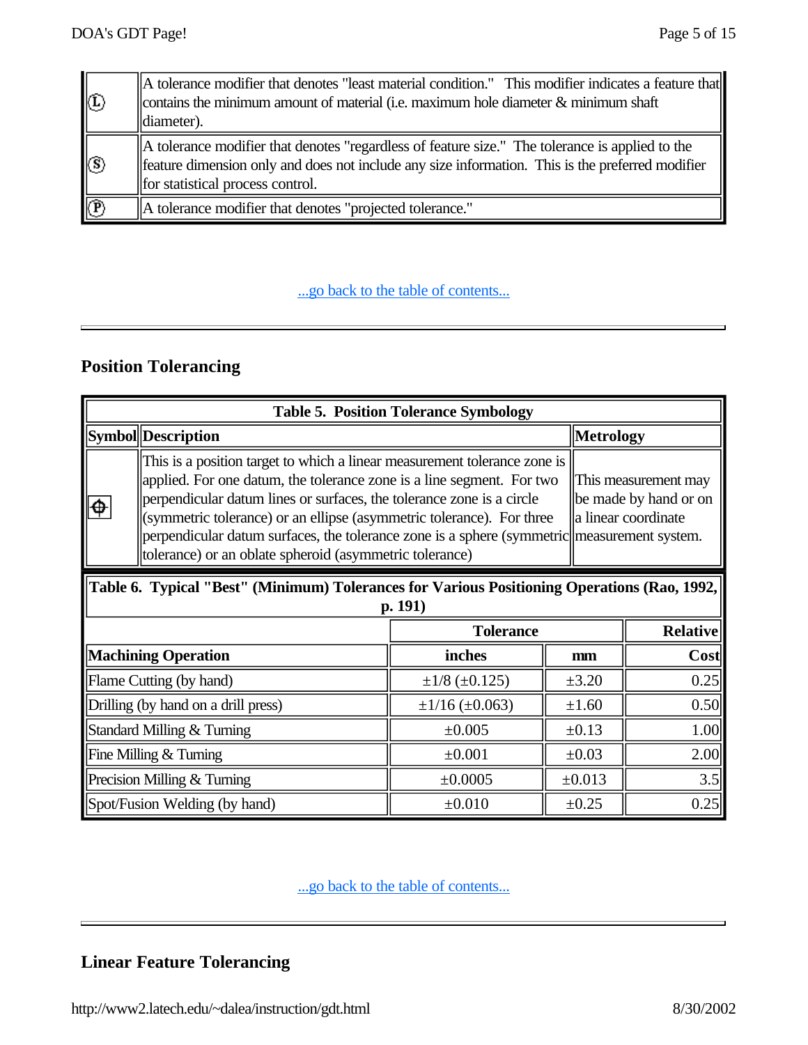| | |
|---|---|
| Ⓛ | A tolerance modifier that denotes "least material condition." This modifier indicates a feature that contains the minimum amount of material (i.e. maximum hole diameter & minimum shaft diameter). |
| Ⓢ | A tolerance modifier that denotes "regardless of feature size." The tolerance is applied to the feature dimension only and does not include any size information. This is the preferred modifier for statistical process control. |
| Ⓟ | A tolerance modifier that denotes "projected tolerance." |

...go back to the table of contents...

---

## Position Tolerancing

**Table 5. Position Tolerance Symbology**

| Symbol | Description | Metrology |
|---|---|---|
| ⌖ | This is a position target to which a linear measurement tolerance zone is applied. For one datum, the tolerance zone is a line segment. For two perpendicular datum lines or surfaces, the tolerance zone is a circle (symmetric tolerance) or an ellipse (asymmetric tolerance). For three perpendicular datum surfaces, the tolerance zone is a sphere (symmetric tolerance) or an oblate spheroid (asymmetric tolerance) | This measurement may be made by hand or on a linear coordinate measurement system. |

**Table 6. Typical "Best" (Minimum) Tolerances for Various Positioning Operations (Rao, 1992, p. 191)**

| | Tolerance | | Relative |
|---|---|---|---|
| **Machining Operation** | **inches** | **mm** | **Cost** |
| Flame Cutting (by hand) | ±1/8 (±0.125) | ±3.20 | 0.25 |
| Drilling (by hand on a drill press) | ±1/16 (±0.063) | ±1.60 | 0.50 |
| Standard Milling & Turning | ±0.005 | ±0.13 | 1.00 |
| Fine Milling & Turning | ±0.001 | ±0.03 | 2.00 |
| Precision Milling & Turning | ±0.0005 | ±0.013 | 3.5 |
| Spot/Fusion Welding (by hand) | ±0.010 | ±0.25 | 0.25 |

...go back to the table of contents...

---

## Linear Feature Tolerancing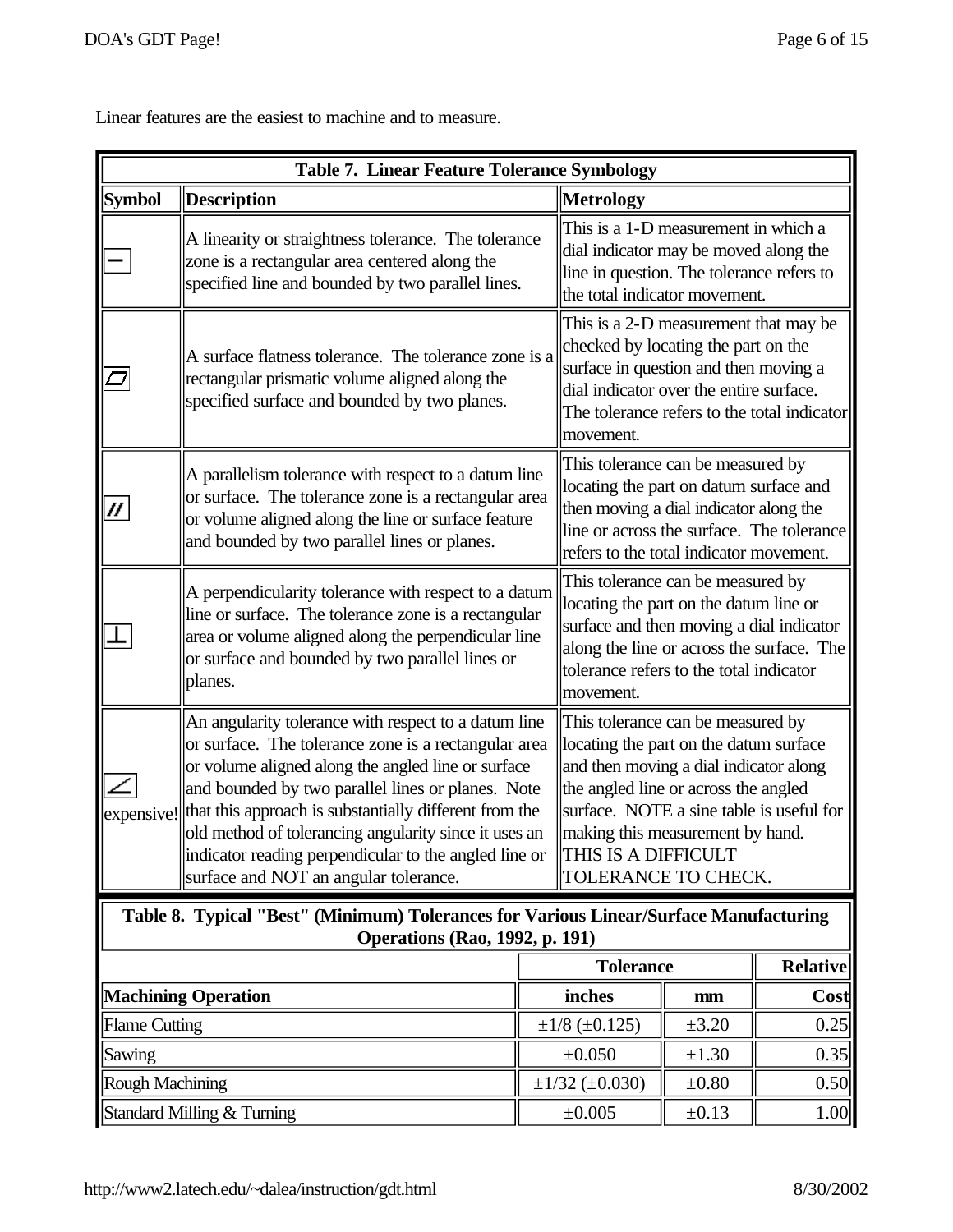Linear features are the easiest to machine and to measure.

**Table 7. Linear Feature Tolerance Symbology**

| Symbol | Description | Metrology |
|---|---|---|
| — | A linearity or straightness tolerance. The tolerance zone is a rectangular area centered along the specified line and bounded by two parallel lines. | This is a 1-D measurement in which a dial indicator may be moved along the line in question. The tolerance refers to the total indicator movement. |
| ▱ | A surface flatness tolerance. The tolerance zone is a rectangular prismatic volume aligned along the specified surface and bounded by two planes. | This is a 2-D measurement that may be checked by locating the part on the surface in question and then moving a dial indicator over the entire surface. The tolerance refers to the total indicator movement. |
| // | A parallelism tolerance with respect to a datum line or surface. The tolerance zone is a rectangular area or volume aligned along the line or surface feature and bounded by two parallel lines or planes. | This tolerance can be measured by locating the part on datum surface and then moving a dial indicator along the line or across the surface. The tolerance refers to the total indicator movement. |
| ⊥ | A perpendicularity tolerance with respect to a datum line or surface. The tolerance zone is a rectangular area or volume aligned along the perpendicular line or surface and bounded by two parallel lines or planes. | This tolerance can be measured by locating the part on the datum line or surface and then moving a dial indicator along the line or across the surface. The tolerance refers to the total indicator movement. |
| ∠ expensive! | An angularity tolerance with respect to a datum line or surface. The tolerance zone is a rectangular area or volume aligned along the angled line or surface and bounded by two parallel lines or planes. Note that this approach is substantially different from the old method of tolerancing angularity since it uses an indicator reading perpendicular to the angled line or surface and NOT an angular tolerance. | This tolerance can be measured by locating the part on the datum surface and then moving a dial indicator along the angled line or across the angled surface. NOTE a sine table is useful for making this measurement by hand. THIS IS A DIFFICULT TOLERANCE TO CHECK. |

**Table 8. Typical "Best" (Minimum) Tolerances for Various Linear/Surface Manufacturing Operations (Rao, 1992, p. 191)**

| | Tolerance | | Relative |
|---|---|---|---|
| **Machining Operation** | **inches** | **mm** | **Cost** |
| Flame Cutting | ±1/8 (±0.125) | ±3.20 | 0.25 |
| Sawing | ±0.050 | ±1.30 | 0.35 |
| Rough Machining | ±1/32 (±0.030) | ±0.80 | 0.50 |
| Standard Milling & Turning | ±0.005 | ±0.13 | 1.00 |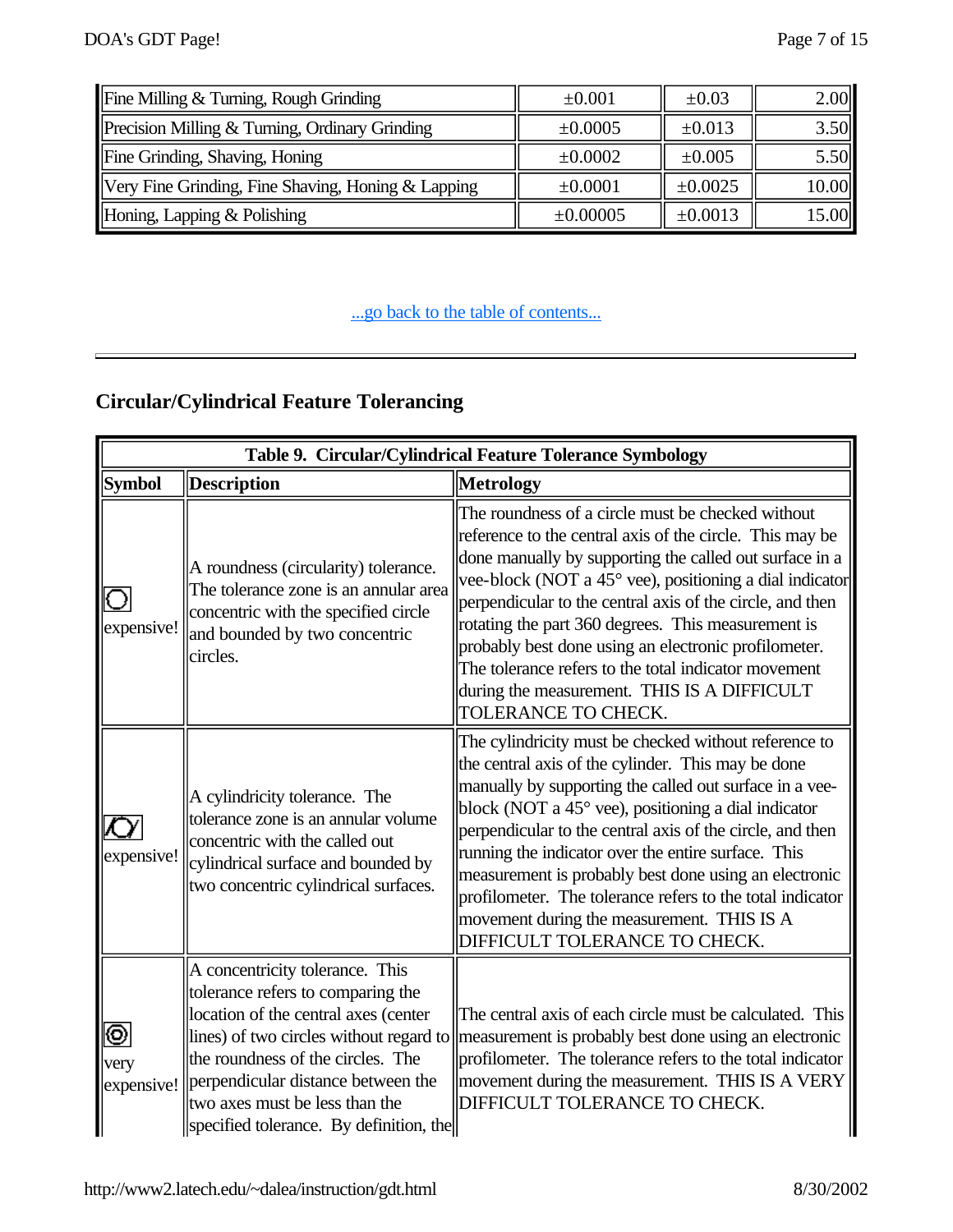| Fine Milling & Turning, Rough Grinding | ±0.001 | ±0.03 | 2.00 |
|---|---|---|---|
| Precision Milling & Turning, Ordinary Grinding | ±0.0005 | ±0.013 | 3.50 |
| Fine Grinding, Shaving, Honing | ±0.0002 | ±0.005 | 5.50 |
| Very Fine Grinding, Fine Shaving, Honing & Lapping | ±0.0001 | ±0.0025 | 10.00 |
| Honing, Lapping & Polishing | ±0.00005 | ±0.0013 | 15.00 |

...go back to the table of contents...

---

## Circular/Cylindrical Feature Tolerancing

| Table 9. Circular/Cylindrical Feature Tolerance Symbology | | |
|---|---|---|
| **Symbol** | **Description** | **Metrology** |
| ○ expensive! | A roundness (circularity) tolerance. The tolerance zone is an annular area concentric with the specified circle and bounded by two concentric circles. | The roundness of a circle must be checked without reference to the central axis of the circle. This may be done manually by supporting the called out surface in a vee-block (NOT a 45° vee), positioning a dial indicator perpendicular to the central axis of the circle, and then rotating the part 360 degrees. This measurement is probably best done using an electronic profilometer. The tolerance refers to the total indicator movement during the measurement. THIS IS A DIFFICULT TOLERANCE TO CHECK. |
| /○/ expensive! | A cylindricity tolerance. The tolerance zone is an annular volume concentric with the called out cylindrical surface and bounded by two concentric cylindrical surfaces. | The cylindricity must be checked without reference to the central axis of the cylinder. This may be done manually by supporting the called out surface in a vee-block (NOT a 45° vee), positioning a dial indicator perpendicular to the central axis of the circle, and then running the indicator over the entire surface. This measurement is probably best done using an electronic profilometer. The tolerance refers to the total indicator movement during the measurement. THIS IS A DIFFICULT TOLERANCE TO CHECK. |
| ◎ very expensive! | A concentricity tolerance. This tolerance refers to comparing the location of the central axes (center lines) of two circles without regard to the roundness of the circles. The perpendicular distance between the two axes must be less than the specified tolerance. By definition, the | The central axis of each circle must be calculated. This measurement is probably best done using an electronic profilometer. The tolerance refers to the total indicator movement during the measurement. THIS IS A VERY DIFFICULT TOLERANCE TO CHECK. |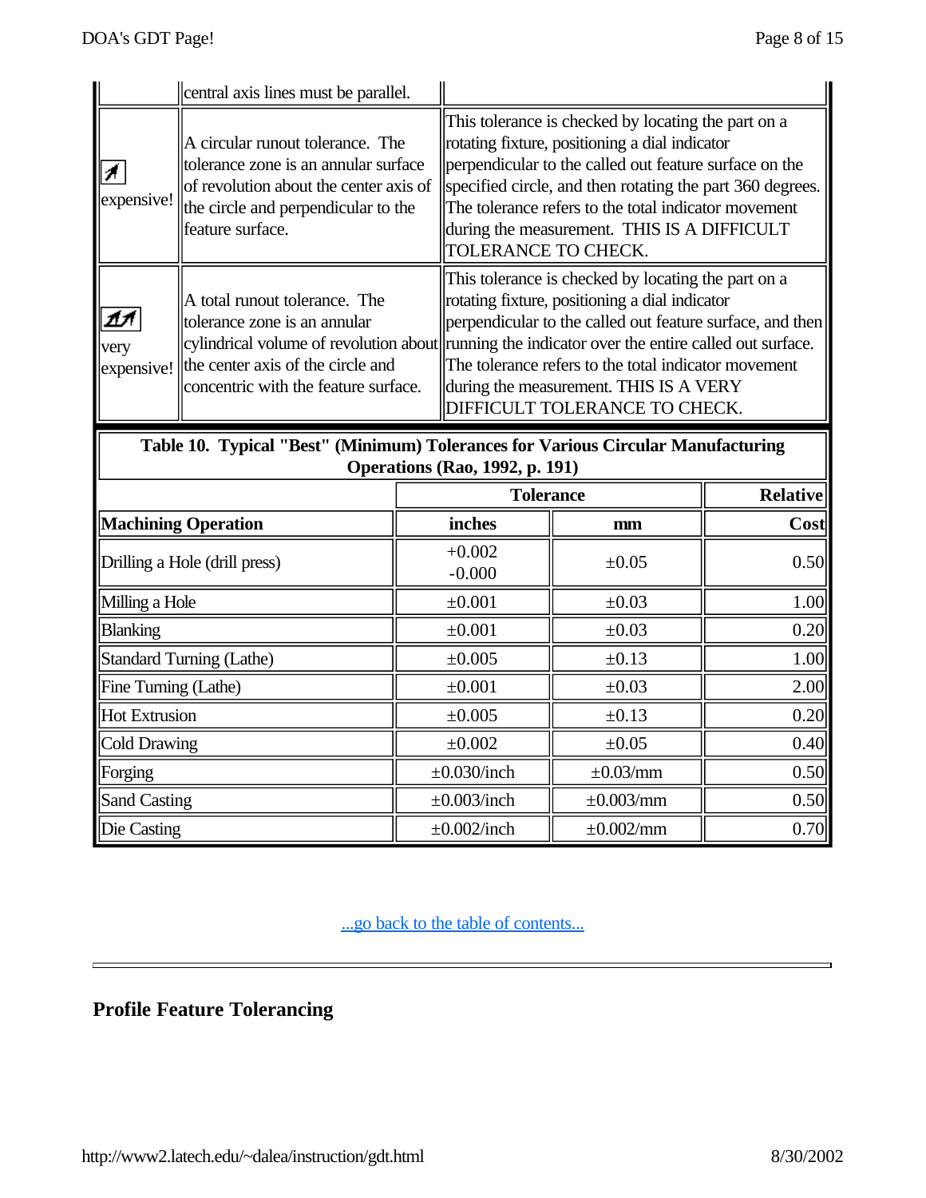| | | |
|---|---|---|
| | central axis lines must be parallel. | |
| ↗ expensive! | A circular runout tolerance. The tolerance zone is an annular surface of revolution about the center axis of the circle and perpendicular to the feature surface. | This tolerance is checked by locating the part on a rotating fixture, positioning a dial indicator perpendicular to the called out feature surface on the specified circle, and then rotating the part 360 degrees. The tolerance refers to the total indicator movement during the measurement. THIS IS A DIFFICULT TOLERANCE TO CHECK. |
| ⌰ very expensive! | A total runout tolerance. The tolerance zone is an annular cylindrical volume of revolution about the center axis of the circle and concentric with the feature surface. | This tolerance is checked by locating the part on a rotating fixture, positioning a dial indicator perpendicular to the called out feature surface, and then running the indicator over the entire called out surface. The tolerance refers to the total indicator movement during the measurement. THIS IS A VERY DIFFICULT TOLERANCE TO CHECK. |

**Table 10. Typical "Best" (Minimum) Tolerances for Various Circular Manufacturing Operations (Rao, 1992, p. 191)**

| | Tolerance | | Relative |
|---|---|---|---|
| **Machining Operation** | **inches** | **mm** | **Cost** |
| Drilling a Hole (drill press) | +0.002 -0.000 | ±0.05 | 0.50 |
| Milling a Hole | ±0.001 | ±0.03 | 1.00 |
| Blanking | ±0.001 | ±0.03 | 0.20 |
| Standard Turning (Lathe) | ±0.005 | ±0.13 | 1.00 |
| Fine Turning (Lathe) | ±0.001 | ±0.03 | 2.00 |
| Hot Extrusion | ±0.005 | ±0.13 | 0.20 |
| Cold Drawing | ±0.002 | ±0.05 | 0.40 |
| Forging | ±0.030/inch | ±0.03/mm | 0.50 |
| Sand Casting | ±0.003/inch | ±0.003/mm | 0.50 |
| Die Casting | ±0.002/inch | ±0.002/mm | 0.70 |

...go back to the table of contents...

## Profile Feature Tolerancing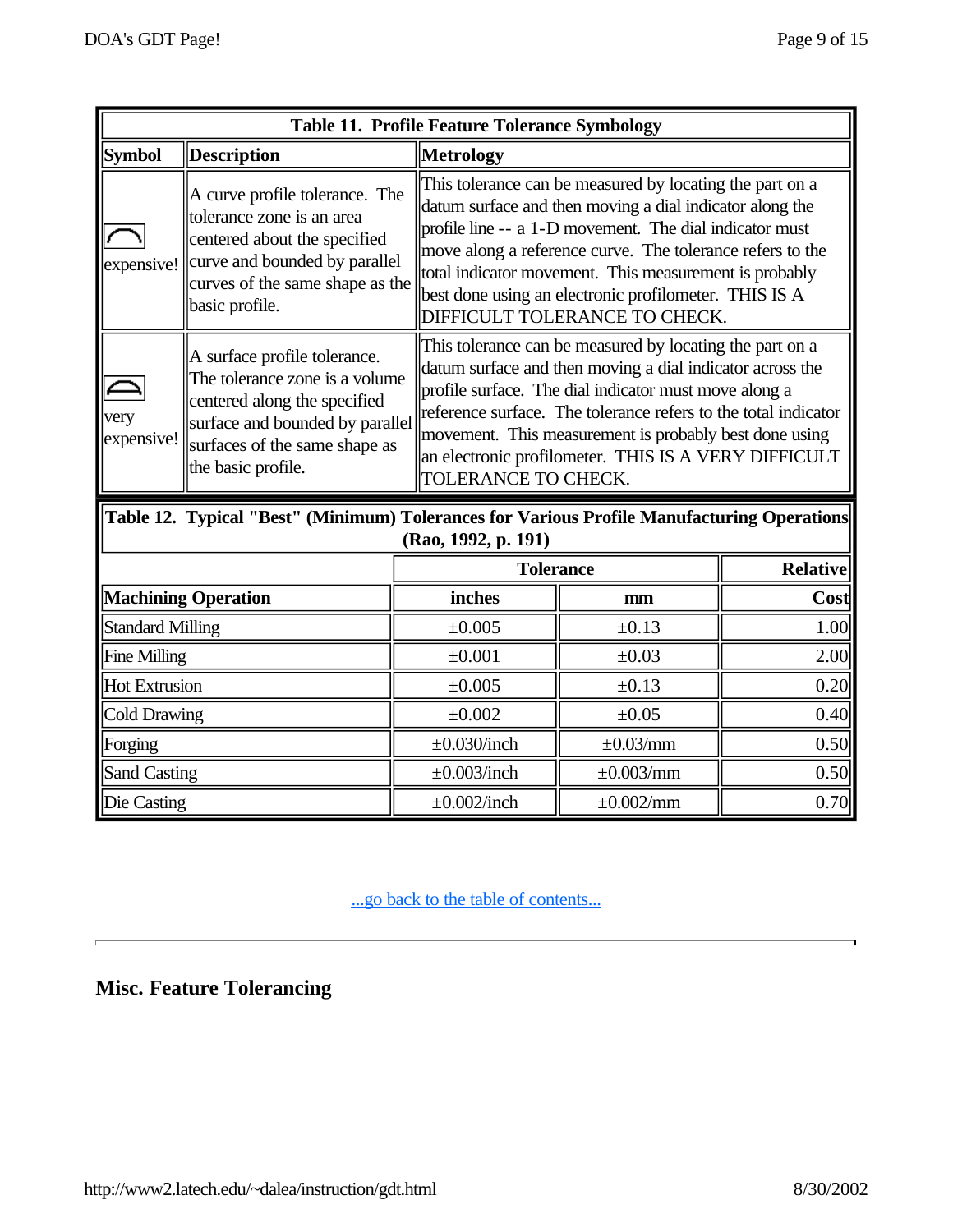**Table 11. Profile Feature Tolerance Symbology**

| Symbol | Description | Metrology |
|---|---|---|
| ⌒ expensive! | A curve profile tolerance. The tolerance zone is an area centered about the specified curve and bounded by parallel curves of the same shape as the basic profile. | This tolerance can be measured by locating the part on a datum surface and then moving a dial indicator along the profile line -- a 1-D movement. The dial indicator must move along a reference curve. The tolerance refers to the total indicator movement. This measurement is probably best done using an electronic profilometer. THIS IS A DIFFICULT TOLERANCE TO CHECK. |
| ⌓ very expensive! | A surface profile tolerance. The tolerance zone is a volume centered along the specified surface and bounded by parallel surfaces of the same shape as the basic profile. | This tolerance can be measured by locating the part on a datum surface and then moving a dial indicator across the profile surface. The dial indicator must move along a reference surface. The tolerance refers to the total indicator movement. This measurement is probably best done using an electronic profilometer. THIS IS A VERY DIFFICULT TOLERANCE TO CHECK. |

**Table 12. Typical "Best" (Minimum) Tolerances for Various Profile Manufacturing Operations (Rao, 1992, p. 191)**

| | Tolerance | | Relative |
|---|---|---|---|
| **Machining Operation** | **inches** | **mm** | **Cost** |
| Standard Milling | ±0.005 | ±0.13 | 1.00 |
| Fine Milling | ±0.001 | ±0.03 | 2.00 |
| Hot Extrusion | ±0.005 | ±0.13 | 0.20 |
| Cold Drawing | ±0.002 | ±0.05 | 0.40 |
| Forging | ±0.030/inch | ±0.03/mm | 0.50 |
| Sand Casting | ±0.003/inch | ±0.003/mm | 0.50 |
| Die Casting | ±0.002/inch | ±0.002/mm | 0.70 |

...go back to the table of contents...

---

## Misc. Feature Tolerancing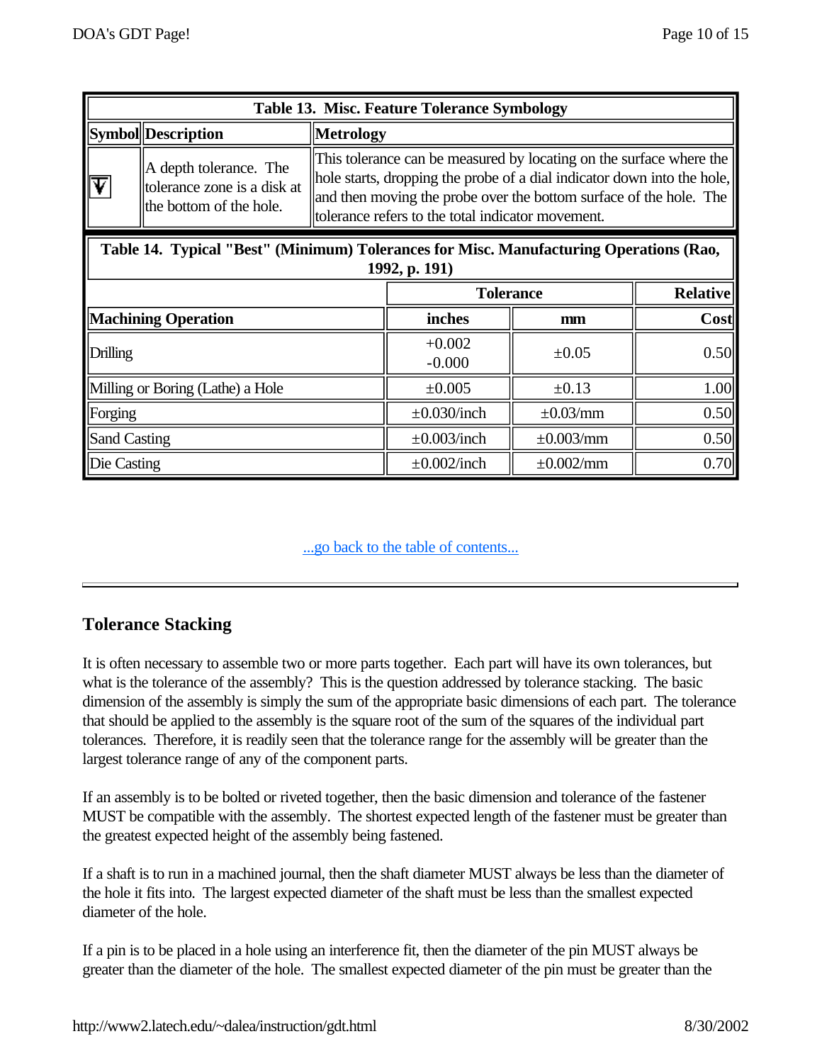| Table 13. Misc. Feature Tolerance Symbology | | |
|---|---|---|
| **Symbol** | **Description** | **Metrology** |
| ↧ | A depth tolerance. The tolerance zone is a disk at the bottom of the hole. | This tolerance can be measured by locating on the surface where the hole starts, dropping the probe of a dial indicator down into the hole, and then moving the probe over the bottom surface of the hole. The tolerance refers to the total indicator movement. |

| Table 14. Typical "Best" (Minimum) Tolerances for Misc. Manufacturing Operations (Rao, 1992, p. 191) | | | |
|---|---|---|---|
| | **Tolerance** | | **Relative** |
| **Machining Operation** | **inches** | **mm** | **Cost** |
| Drilling | +0.002 -0.000 | ±0.05 | 0.50 |
| Milling or Boring (Lathe) a Hole | ±0.005 | ±0.13 | 1.00 |
| Forging | ±0.030/inch | ±0.03/mm | 0.50 |
| Sand Casting | ±0.003/inch | ±0.003/mm | 0.50 |
| Die Casting | ±0.002/inch | ±0.002/mm | 0.70 |

...go back to the table of contents...

---

## Tolerance Stacking

It is often necessary to assemble two or more parts together. Each part will have its own tolerances, but what is the tolerance of the assembly? This is the question addressed by tolerance stacking. The basic dimension of the assembly is simply the sum of the appropriate basic dimensions of each part. The tolerance that should be applied to the assembly is the square root of the sum of the squares of the individual part tolerances. Therefore, it is readily seen that the tolerance range for the assembly will be greater than the largest tolerance range of any of the component parts.

If an assembly is to be bolted or riveted together, then the basic dimension and tolerance of the fastener MUST be compatible with the assembly. The shortest expected length of the fastener must be greater than the greatest expected height of the assembly being fastened.

If a shaft is to run in a machined journal, then the shaft diameter MUST always be less than the diameter of the hole it fits into. The largest expected diameter of the shaft must be less than the smallest expected diameter of the hole.

If a pin is to be placed in a hole using an interference fit, then the diameter of the pin MUST always be greater than the diameter of the hole. The smallest expected diameter of the pin must be greater than the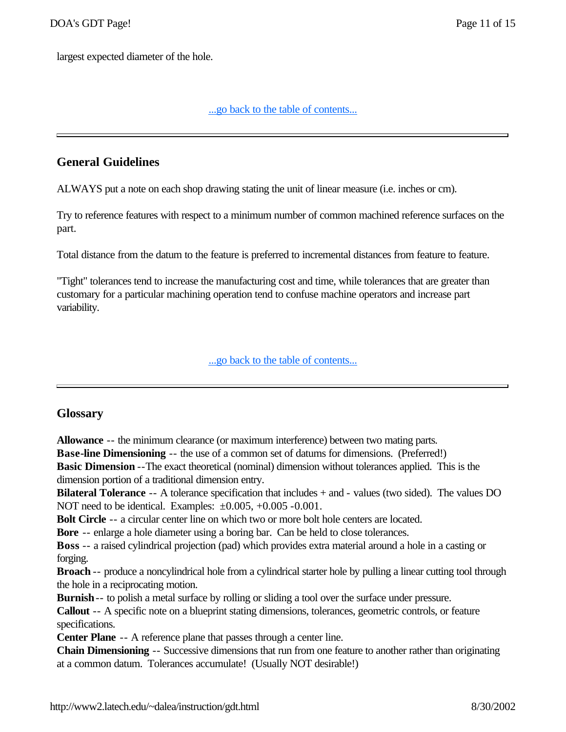largest expected diameter of the hole.

...go back to the table of contents...

---

## General Guidelines

ALWAYS put a note on each shop drawing stating the unit of linear measure (i.e. inches or cm).

Try to reference features with respect to a minimum number of common machined reference surfaces on the part.

Total distance from the datum to the feature is preferred to incremental distances from feature to feature.

"Tight" tolerances tend to increase the manufacturing cost and time, while tolerances that are greater than customary for a particular machining operation tend to confuse machine operators and increase part variability.

...go back to the table of contents...

---

## Glossary

**Allowance** -- the minimum clearance (or maximum interference) between two mating parts.
**Base-line Dimensioning** -- the use of a common set of datums for dimensions. (Preferred!)
**Basic Dimension** --The exact theoretical (nominal) dimension without tolerances applied. This is the dimension portion of a traditional dimension entry.
**Bilateral Tolerance** -- A tolerance specification that includes + and - values (two sided). The values DO NOT need to be identical. Examples: ±0.005, +0.005 -0.001.
**Bolt Circle** -- a circular center line on which two or more bolt hole centers are located.
**Bore** -- enlarge a hole diameter using a boring bar. Can be held to close tolerances.
**Boss** -- a raised cylindrical projection (pad) which provides extra material around a hole in a casting or forging.
**Broach** -- produce a noncylindrical hole from a cylindrical starter hole by pulling a linear cutting tool through the hole in a reciprocating motion.
**Burnish** -- to polish a metal surface by rolling or sliding a tool over the surface under pressure.
**Callout** -- A specific note on a blueprint stating dimensions, tolerances, geometric controls, or feature specifications.
**Center Plane** -- A reference plane that passes through a center line.
**Chain Dimensioning** -- Successive dimensions that run from one feature to another rather than originating at a common datum. Tolerances accumulate! (Usually NOT desirable!)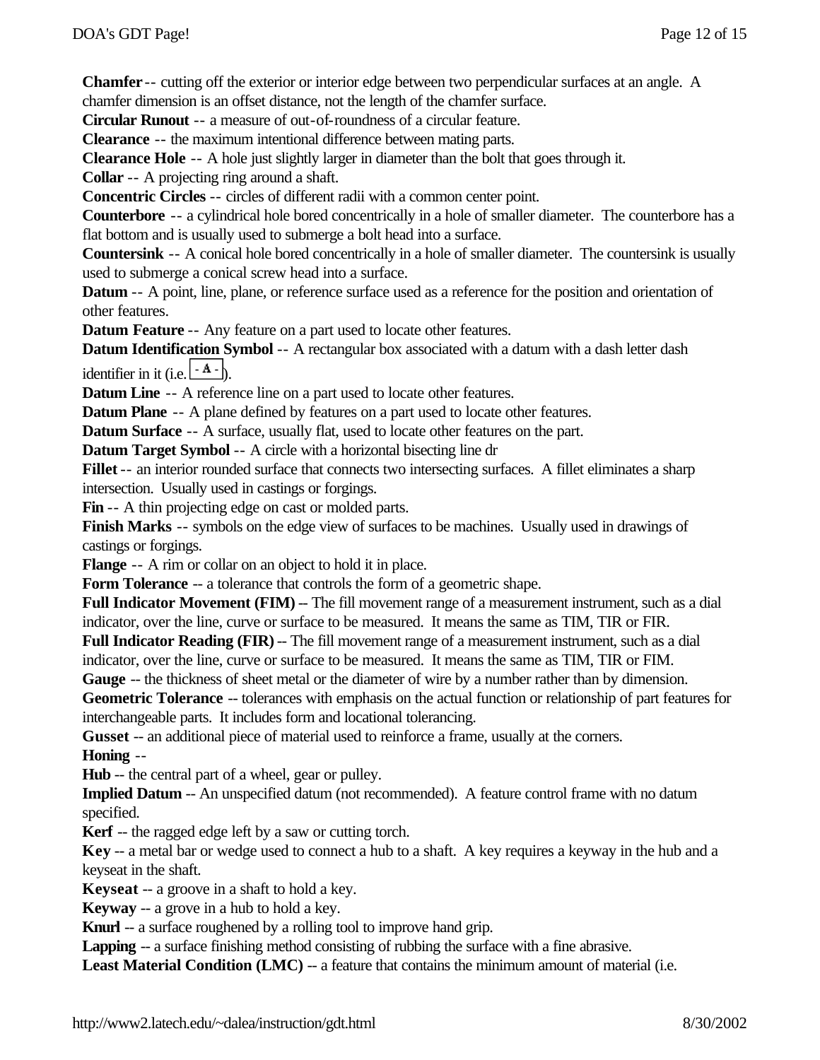**Chamfer** -- cutting off the exterior or interior edge between two perpendicular surfaces at an angle. A chamfer dimension is an offset distance, not the length of the chamfer surface.

**Circular Runout** -- a measure of out-of-roundness of a circular feature.

**Clearance** -- the maximum intentional difference between mating parts.

**Clearance Hole** -- A hole just slightly larger in diameter than the bolt that goes through it.

**Collar** -- A projecting ring around a shaft.

**Concentric Circles** -- circles of different radii with a common center point.

**Counterbore** -- a cylindrical hole bored concentrically in a hole of smaller diameter. The counterbore has a flat bottom and is usually used to submerge a bolt head into a surface.

**Countersink** -- A conical hole bored concentrically in a hole of smaller diameter. The countersink is usually used to submerge a conical screw head into a surface.

**Datum** -- A point, line, plane, or reference surface used as a reference for the position and orientation of other features.

**Datum Feature** -- Any feature on a part used to locate other features.

**Datum Identification Symbol** -- A rectangular box associated with a datum with a dash letter dash identifier in it (i.e. - A -).

**Datum Line** -- A reference line on a part used to locate other features.

**Datum Plane** -- A plane defined by features on a part used to locate other features.

**Datum Surface** -- A surface, usually flat, used to locate other features on the part.

**Datum Target Symbol** -- A circle with a horizontal bisecting line dr

**Fillet** -- an interior rounded surface that connects two intersecting surfaces. A fillet eliminates a sharp intersection. Usually used in castings or forgings.

**Fin** -- A thin projecting edge on cast or molded parts.

**Finish Marks** -- symbols on the edge view of surfaces to be machines. Usually used in drawings of castings or forgings.

**Flange** -- A rim or collar on an object to hold it in place.

**Form Tolerance** -- a tolerance that controls the form of a geometric shape.

**Full Indicator Movement (FIM)** -- The fill movement range of a measurement instrument, such as a dial indicator, over the line, curve or surface to be measured. It means the same as TIM, TIR or FIR.

**Full Indicator Reading (FIR)** -- The fill movement range of a measurement instrument, such as a dial indicator, over the line, curve or surface to be measured. It means the same as TIM, TIR or FIM.

**Gauge** -- the thickness of sheet metal or the diameter of wire by a number rather than by dimension.

**Geometric Tolerance** -- tolerances with emphasis on the actual function or relationship of part features for interchangeable parts. It includes form and locational tolerancing.

**Gusset** -- an additional piece of material used to reinforce a frame, usually at the corners.

**Honing** --

**Hub** -- the central part of a wheel, gear or pulley.

**Implied Datum** -- An unspecified datum (not recommended). A feature control frame with no datum specified.

**Kerf** -- the ragged edge left by a saw or cutting torch.

**Key** -- a metal bar or wedge used to connect a hub to a shaft. A key requires a keyway in the hub and a keyseat in the shaft.

**Keyseat** -- a groove in a shaft to hold a key.

**Keyway** -- a grove in a hub to hold a key.

**Knurl** -- a surface roughened by a rolling tool to improve hand grip.

**Lapping** -- a surface finishing method consisting of rubbing the surface with a fine abrasive.

**Least Material Condition (LMC)** -- a feature that contains the minimum amount of material (i.e.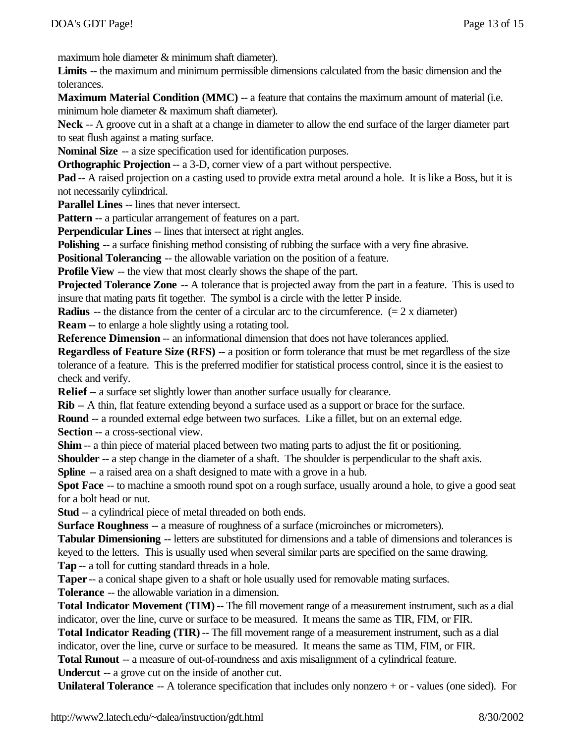maximum hole diameter & minimum shaft diameter).

**Limits** -- the maximum and minimum permissible dimensions calculated from the basic dimension and the tolerances.

**Maximum Material Condition (MMC)** -- a feature that contains the maximum amount of material (i.e. minimum hole diameter & maximum shaft diameter).

**Neck** -- A groove cut in a shaft at a change in diameter to allow the end surface of the larger diameter part to seat flush against a mating surface.

**Nominal Size** -- a size specification used for identification purposes.

**Orthographic Projection** -- a 3-D, corner view of a part without perspective.

**Pad** -- A raised projection on a casting used to provide extra metal around a hole. It is like a Boss, but it is not necessarily cylindrical.

**Parallel Lines** -- lines that never intersect.

**Pattern** -- a particular arrangement of features on a part.

**Perpendicular Lines** -- lines that intersect at right angles.

**Polishing** -- a surface finishing method consisting of rubbing the surface with a very fine abrasive.

**Positional Tolerancing** -- the allowable variation on the position of a feature.

**Profile View** -- the view that most clearly shows the shape of the part.

**Projected Tolerance Zone** -- A tolerance that is projected away from the part in a feature. This is used to insure that mating parts fit together. The symbol is a circle with the letter P inside.

**Radius** -- the distance from the center of a circular arc to the circumference. (= 2 x diameter)

**Ream** -- to enlarge a hole slightly using a rotating tool.

**Reference Dimension** -- an informational dimension that does not have tolerances applied.

**Regardless of Feature Size (RFS)** -- a position or form tolerance that must be met regardless of the size tolerance of a feature. This is the preferred modifier for statistical process control, since it is the easiest to check and verify.

**Relief** -- a surface set slightly lower than another surface usually for clearance.

**Rib** -- A thin, flat feature extending beyond a surface used as a support or brace for the surface.

**Round** -- a rounded external edge between two surfaces. Like a fillet, but on an external edge.

**Section** -- a cross-sectional view.

**Shim** -- a thin piece of material placed between two mating parts to adjust the fit or positioning.

**Shoulder** -- a step change in the diameter of a shaft. The shoulder is perpendicular to the shaft axis.

**Spline** -- a raised area on a shaft designed to mate with a grove in a hub.

**Spot Face** -- to machine a smooth round spot on a rough surface, usually around a hole, to give a good seat for a bolt head or nut.

**Stud** -- a cylindrical piece of metal threaded on both ends.

**Surface Roughness** -- a measure of roughness of a surface (microinches or micrometers).

**Tabular Dimensioning** -- letters are substituted for dimensions and a table of dimensions and tolerances is keyed to the letters. This is usually used when several similar parts are specified on the same drawing.

**Tap** -- a toll for cutting standard threads in a hole.

**Taper** -- a conical shape given to a shaft or hole usually used for removable mating surfaces.

**Tolerance** -- the allowable variation in a dimension.

**Total Indicator Movement (TIM)** -- The fill movement range of a measurement instrument, such as a dial indicator, over the line, curve or surface to be measured. It means the same as TIR, FIM, or FIR.

**Total Indicator Reading (TIR)** -- The fill movement range of a measurement instrument, such as a dial indicator, over the line, curve or surface to be measured. It means the same as TIM, FIM, or FIR.

**Total Runout** -- a measure of out-of-roundness and axis misalignment of a cylindrical feature.

**Undercut** -- a grove cut on the inside of another cut.

**Unilateral Tolerance** -- A tolerance specification that includes only nonzero + or - values (one sided). For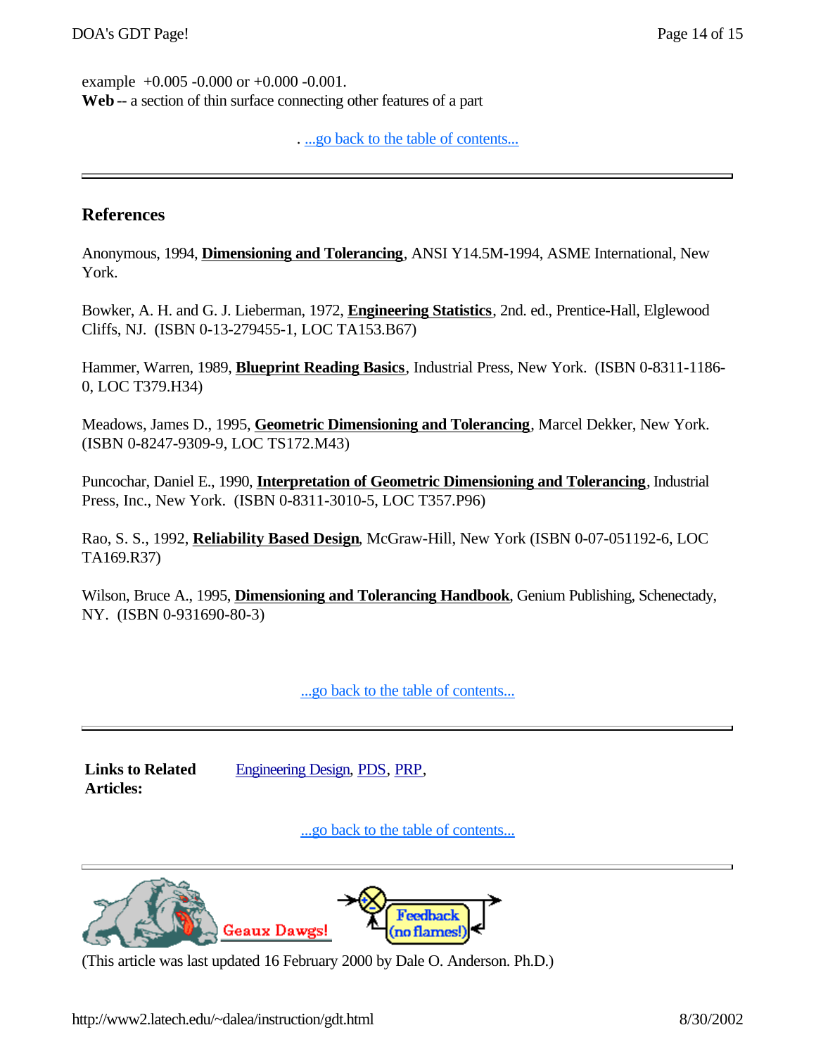example +0.005 -0.000 or +0.000 -0.001.
**Web** -- a section of thin surface connecting other features of a part

. ...go back to the table of contents...

---

## References

Anonymous, 1994, **Dimensioning and Tolerancing**, ANSI Y14.5M-1994, ASME International, New York.

Bowker, A. H. and G. J. Lieberman, 1972, **Engineering Statistics**, 2nd. ed., Prentice-Hall, Elglewood Cliffs, NJ. (ISBN 0-13-279455-1, LOC TA153.B67)

Hammer, Warren, 1989, **Blueprint Reading Basics**, Industrial Press, New York. (ISBN 0-8311-1186-0, LOC T379.H34)

Meadows, James D., 1995, **Geometric Dimensioning and Tolerancing**, Marcel Dekker, New York. (ISBN 0-8247-9309-9, LOC TS172.M43)

Puncochar, Daniel E., 1990, **Interpretation of Geometric Dimensioning and Tolerancing**, Industrial Press, Inc., New York. (ISBN 0-8311-3010-5, LOC T357.P96)

Rao, S. S., 1992, **Reliability Based Design**, McGraw-Hill, New York (ISBN 0-07-051192-6, LOC TA169.R37)

Wilson, Bruce A., 1995, **Dimensioning and Tolerancing Handbook**, Genium Publishing, Schenectady, NY. (ISBN 0-931690-80-3)

...go back to the table of contents...

---

**Links to Related Articles:** Engineering Design, PDS, PRP,

...go back to the table of contents...

---

Geaux Dawgs! Feedback (no flames!)

(This article was last updated 16 February 2000 by Dale O. Anderson. Ph.D.)